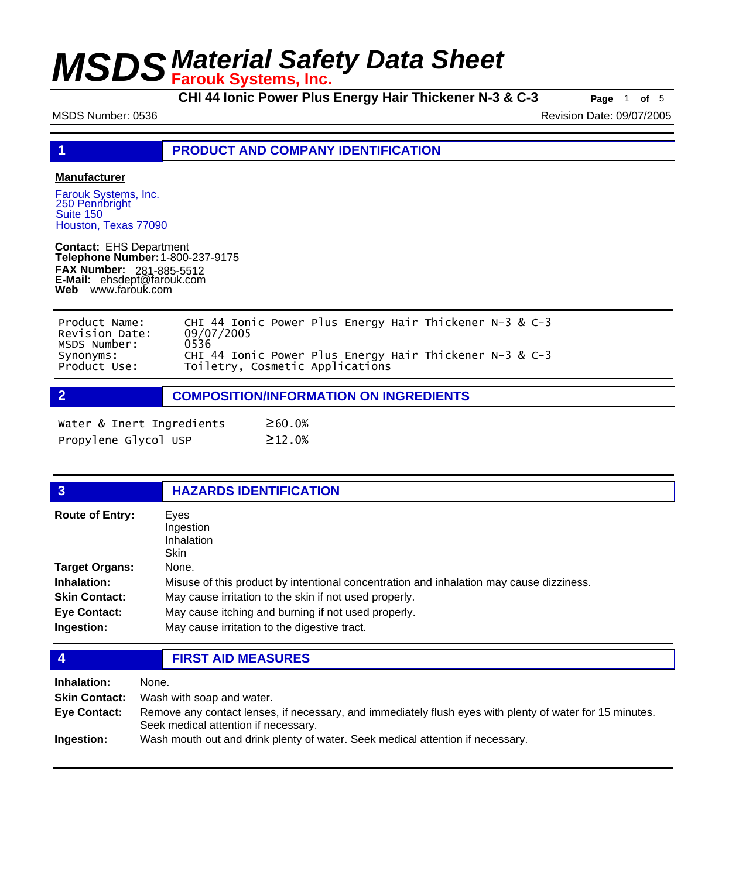# MSDS Material Safety Data Sheet

**Farouk Systems, Inc.**

**CHI 44 Ionic Power Plus Energy Hair Thickener N-3 & C-3**

MSDS Number: 0536

Revision Date: 09/07/2005

## 1 PRODUCT AND COMPANY IDENTIFICATION

**Manufacturer**

Farouk Systems, Inc.
250 Pennbright
Suite 150
Houston, Texas 77090

**Contact:** EHS Department
**Telephone Number:** 1-800-237-9175
**FAX Number:** 281-885-5512
**E-Mail:** ehsdept@farouk.com
**Web** www.farouk.com

| | |
|---|---|
| Product Name: | CHI 44 Ionic Power Plus Energy Hair Thickener N-3 & C-3 |
| Revision Date: | 09/07/2005 |
| MSDS Number: | 0536 |
| Synonyms: | CHI 44 Ionic Power Plus Energy Hair Thickener N-3 & C-3 |
| Product Use: | Toiletry, Cosmetic Applications |

## 2 COMPOSITION/INFORMATION ON INGREDIENTS

| | |
|---|---|
| Water & Inert Ingredients | ≥60.0% |
| Propylene Glycol USP | ≥12.0% |

## 3 HAZARDS IDENTIFICATION

**Route of Entry:** Eyes
Ingestion
Inhalation
Skin

**Target Organs:** None.

**Inhalation:** Misuse of this product by intentional concentration and inhalation may cause dizziness.

**Skin Contact:** May cause irritation to the skin if not used properly.

**Eye Contact:** May cause itching and burning if not used properly.

**Ingestion:** May cause irritation to the digestive tract.

## 4 FIRST AID MEASURES

**Inhalation:** None.

**Skin Contact:** Wash with soap and water.

**Eye Contact:** Remove any contact lenses, if necessary, and immediately flush eyes with plenty of water for 15 minutes. Seek medical attention if necessary.

**Ingestion:** Wash mouth out and drink plenty of water. Seek medical attention if necessary.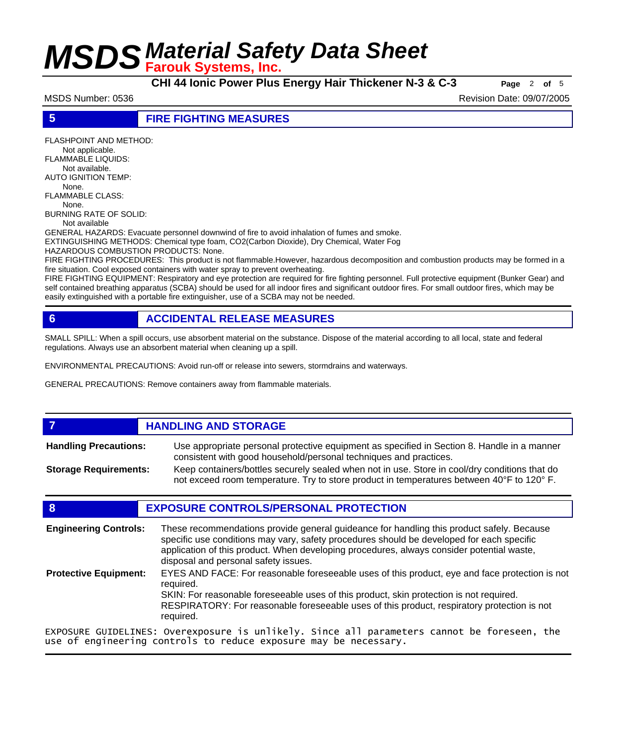## 5 FIRE FIGHTING MEASURES

FLASHPOINT AND METHOD:
Not applicable.
FLAMMABLE LIQUIDS:
Not available.
AUTO IGNITION TEMP:
None.
FLAMMABLE CLASS:
None.
BURNING RATE OF SOLID:
Not available

GENERAL HAZARDS: Evacuate personnel downwind of fire to avoid inhalation of fumes and smoke.
EXTINGUISHING METHODS: Chemical type foam, $CO_2$(Carbon Dioxide), Dry Chemical, Water Fog
HAZARDOUS COMBUSTION PRODUCTS: None.
FIRE FIGHTING PROCEDURES: This product is not flammable.However, hazardous decomposition and combustion products may be formed in a fire situation. Cool exposed containers with water spray to prevent overheating.
FIRE FIGHTING EQUIPMENT: Respiratory and eye protection are required for fire fighting personnel. Full protective equipment (Bunker Gear) and self contained breathing apparatus (SCBA) should be used for all indoor fires and significant outdoor fires. For small outdoor fires, which may be easily extinguished with a portable fire extinguisher, use of a SCBA may not be needed.

## 6 ACCIDENTAL RELEASE MEASURES

SMALL SPILL: When a spill occurs, use absorbent material on the substance. Dispose of the material according to all local, state and federal regulations. Always use an absorbent material when cleaning up a spill.

ENVIRONMENTAL PRECAUTIONS: Avoid run-off or release into sewers, stormdrains and waterways.

GENERAL PRECAUTIONS: Remove containers away from flammable materials.

## 7 HANDLING AND STORAGE

**Handling Precautions:** Use appropriate personal protective equipment as specified in Section 8. Handle in a manner consistent with good household/personal techniques and practices.

**Storage Requirements:** Keep containers/bottles securely sealed when not in use. Store in cool/dry conditions that do not exceed room temperature. Try to store product in temperatures between 40°F to 120° F.

## 8 EXPOSURE CONTROLS/PERSONAL PROTECTION

**Engineering Controls:** These recommendations provide general guideance for handling this product safely. Because specific use conditions may vary, safety procedures should be developed for each specific application of this product. When developing procedures, always consider potential waste, disposal and personal safety issues.

**Protective Equipment:** EYES AND FACE: For reasonable foreseeable uses of this product, eye and face protection is not required.
SKIN: For reasonable foreseeable uses of this product, skin protection is not required.
RESPIRATORY: For reasonable foreseeable uses of this product, respiratory protection is not required.

EXPOSURE GUIDELINES: Overexposure is unlikely. Since all parameters cannot be foreseen, the use of engineering controls to reduce exposure may be necessary.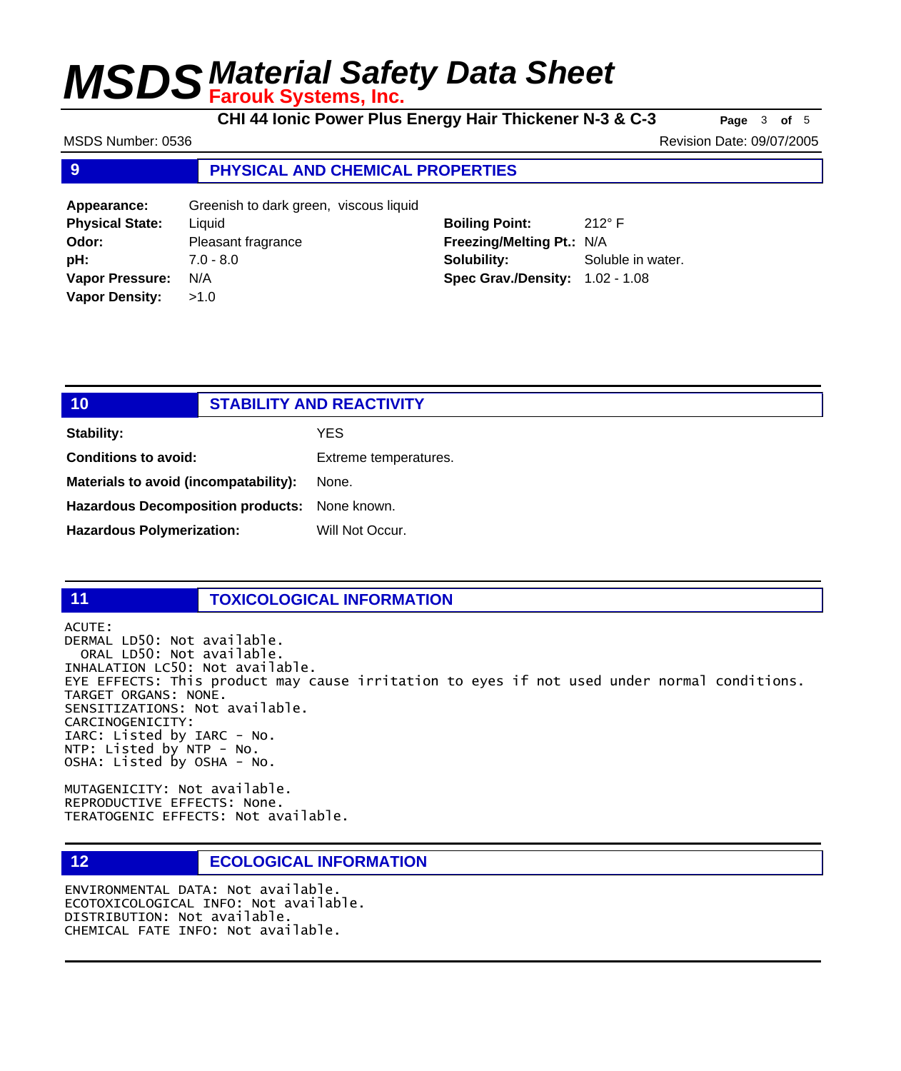## 9 PHYSICAL AND CHEMICAL PROPERTIES

| | | | |
|---|---|---|---|
| **Appearance:** | Greenish to dark green, viscous liquid | | |
| **Physical State:** | Liquid | **Boiling Point:** | 212° F |
| **Odor:** | Pleasant fragrance | **Freezing/Melting Pt.:** | N/A |
| **pH:** | 7.0 - 8.0 | **Solubility:** | Soluble in water. |
| **Vapor Pressure:** | N/A | **Spec Grav./Density:** | 1.02 - 1.08 |
| **Vapor Density:** | >1.0 | | |

## 10 STABILITY AND REACTIVITY

**Stability:** YES

**Conditions to avoid:** Extreme temperatures.

**Materials to avoid (incompatability):** None.

**Hazardous Decomposition products:** None known.

**Hazardous Polymerization:** Will Not Occur.

## 11 TOXICOLOGICAL INFORMATION

ACUTE:
DERMAL LD50: Not available.
ORAL LD50: Not available.
INHALATION LC50: Not available.
EYE EFFECTS: This product may cause irritation to eyes if not used under normal conditions.
TARGET ORGANS: NONE.
SENSITIZATIONS: Not available.
CARCINOGENICITY:
IARC: Listed by IARC - No.
NTP: Listed by NTP - No.
OSHA: Listed by OSHA - No.

MUTAGENICITY: Not available.
REPRODUCTIVE EFFECTS: None.
TERATOGENIC EFFECTS: Not available.

## 12 ECOLOGICAL INFORMATION

ENVIRONMENTAL DATA: Not available.
ECOTOXICOLOGICAL INFO: Not available.
DISTRIBUTION: Not available.
CHEMICAL FATE INFO: Not available.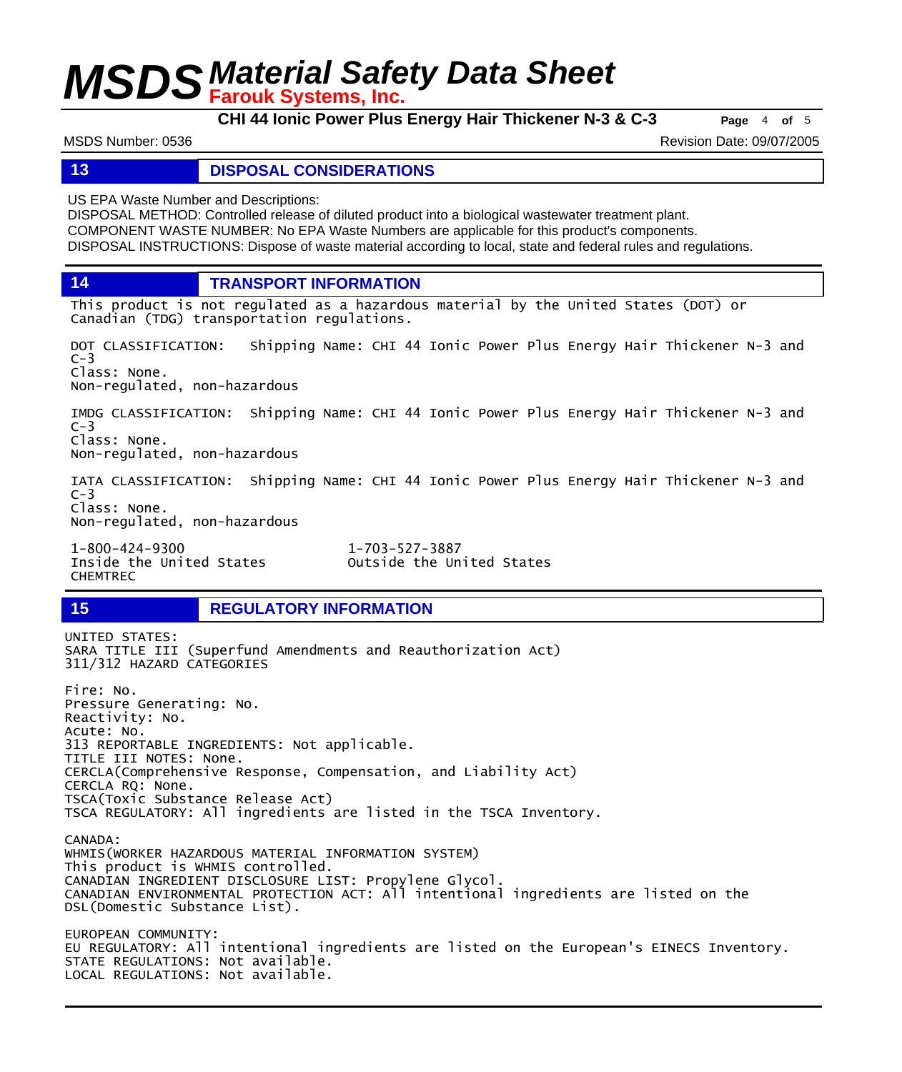## 13 DISPOSAL CONSIDERATIONS

US EPA Waste Number and Descriptions:
DISPOSAL METHOD: Controlled release of diluted product into a biological wastewater treatment plant.
COMPONENT WASTE NUMBER: No EPA Waste Numbers are applicable for this product's components.
DISPOSAL INSTRUCTIONS: Dispose of waste material according to local, state and federal rules and regulations.

## 14 TRANSPORT INFORMATION

This product is not regulated as a hazardous material by the United States (DOT) or Canadian (TDG) transportation regulations.

DOT CLASSIFICATION: Shipping Name: CHI 44 Ionic Power Plus Energy Hair Thickener N-3 and C-3
Class: None.
Non-regulated, non-hazardous

IMDG CLASSIFICATION: Shipping Name: CHI 44 Ionic Power Plus Energy Hair Thickener N-3 and C-3
Class: None.
Non-regulated, non-hazardous

IATA CLASSIFICATION: Shipping Name: CHI 44 Ionic Power Plus Energy Hair Thickener N-3 and C-3
Class: None.
Non-regulated, non-hazardous

1-800-424-9300
Inside the United States
CHEMTREC

1-703-527-3887
Outside the United States

## 15 REGULATORY INFORMATION

UNITED STATES:
SARA TITLE III (Superfund Amendments and Reauthorization Act)
311/312 HAZARD CATEGORIES

Fire: No.
Pressure Generating: No.
Reactivity: No.
Acute: No.
313 REPORTABLE INGREDIENTS: Not applicable.
TITLE III NOTES: None.
CERCLA(Comprehensive Response, Compensation, and Liability Act)
CERCLA RQ: None.
TSCA(Toxic Substance Release Act)
TSCA REGULATORY: All ingredients are listed in the TSCA Inventory.

CANADA:
WHMIS(WORKER HAZARDOUS MATERIAL INFORMATION SYSTEM)
This product is WHMIS controlled.
CANADIAN INGREDIENT DISCLOSURE LIST: Propylene Glycol.
CANADIAN ENVIRONMENTAL PROTECTION ACT: All intentional ingredients are listed on the DSL(Domestic Substance List).

EUROPEAN COMMUNITY:
EU REGULATORY: All intentional ingredients are listed on the European's EINECS Inventory.
STATE REGULATIONS: Not available.
LOCAL REGULATIONS: Not available.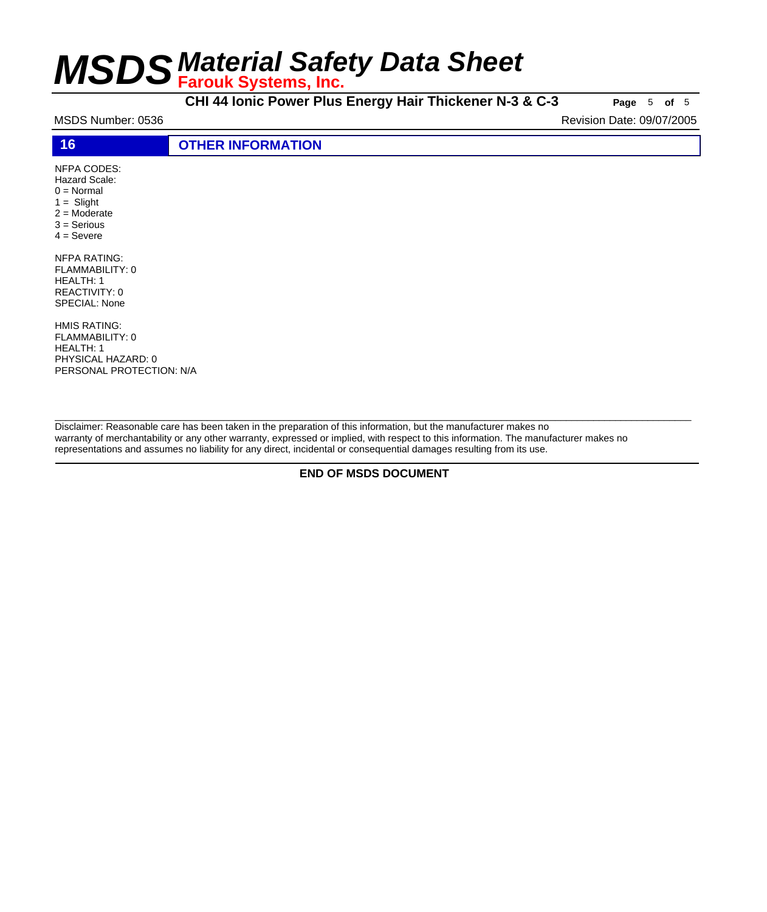## 16 OTHER INFORMATION

NFPA CODES:
Hazard Scale:
0 = Normal
1 = Slight
2 = Moderate
3 = Serious
4 = Severe

NFPA RATING:
FLAMMABILITY: 0
HEALTH: 1
REACTIVITY: 0
SPECIAL: None

HMIS RATING:
FLAMMABILITY: 0
HEALTH: 1
PHYSICAL HAZARD: 0
PERSONAL PROTECTION: N/A

---

Disclaimer: Reasonable care has been taken in the preparation of this information, but the manufacturer makes no warranty of merchantability or any other warranty, expressed or implied, with respect to this information. The manufacturer makes no representations and assumes no liability for any direct, incidental or consequential damages resulting from its use.

---

**END OF MSDS DOCUMENT**